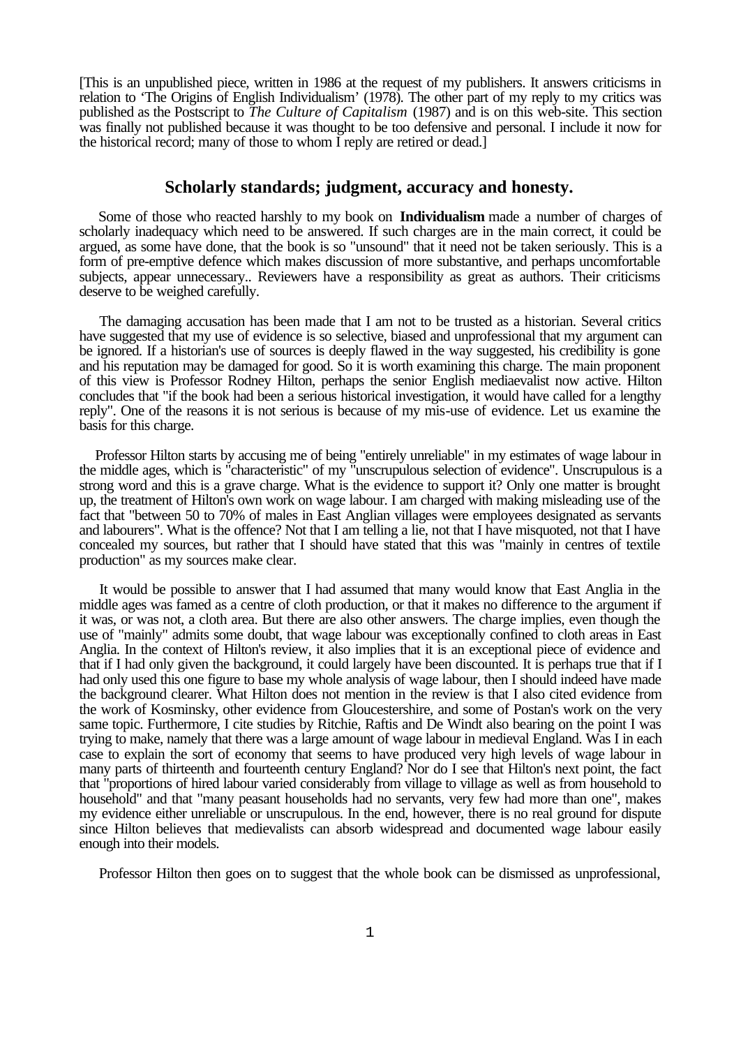[This is an unpublished piece, written in 1986 at the request of my publishers. It answers criticisms in relation to 'The Origins of English Individualism' (1978). The other part of my reply to my critics was published as the Postscript to *The Culture of Capitalism* (1987) and is on this web-site. This section was finally not published because it was thought to be too defensive and personal. I include it now for the historical record; many of those to whom I reply are retired or dead.]

## Scholarly standards; judgment, accuracy and honesty.

Some of those who reacted harshly to my book on **Individualism** made a number of charges of scholarly inadequacy which need to be answered. If such charges are in the main correct, it could be argued, as some have done, that the book is so "unsound" that it need not be taken seriously. This is a form of pre-emptive defence which makes discussion of more substantive, and perhaps uncomfortable subjects, appear unnecessary.. Reviewers have a responsibility as great as authors. Their criticisms deserve to be weighed carefully.

The damaging accusation has been made that I am not to be trusted as a historian. Several critics have suggested that my use of evidence is so selective, biased and unprofessional that my argument can be ignored. If a historian's use of sources is deeply flawed in the way suggested, his credibility is gone and his reputation may be damaged for good. So it is worth examining this charge. The main proponent of this view is Professor Rodney Hilton, perhaps the senior English mediaevalist now active. Hilton concludes that "if the book had been a serious historical investigation, it would have called for a lengthy reply". One of the reasons it is not serious is because of my mis-use of evidence. Let us examine the basis for this charge.

Professor Hilton starts by accusing me of being "entirely unreliable" in my estimates of wage labour in the middle ages, which is "characteristic" of my "unscrupulous selection of evidence". Unscrupulous is a strong word and this is a grave charge. What is the evidence to support it? Only one matter is brought up, the treatment of Hilton's own work on wage labour. I am charged with making misleading use of the fact that "between 50 to 70% of males in East Anglian villages were employees designated as servants and labourers". What is the offence? Not that I am telling a lie, not that I have misquoted, not that I have concealed my sources, but rather that I should have stated that this was "mainly in centres of textile production" as my sources make clear.

It would be possible to answer that I had assumed that many would know that East Anglia in the middle ages was famed as a centre of cloth production, or that it makes no difference to the argument if it was, or was not, a cloth area. But there are also other answers. The charge implies, even though the use of "mainly" admits some doubt, that wage labour was exceptionally confined to cloth areas in East Anglia. In the context of Hilton's review, it also implies that it is an exceptional piece of evidence and that if I had only given the background, it could largely have been discounted. It is perhaps true that if I had only used this one figure to base my whole analysis of wage labour, then I should indeed have made the background clearer. What Hilton does not mention in the review is that I also cited evidence from the work of Kosminsky, other evidence from Gloucestershire, and some of Postan's work on the very same topic. Furthermore, I cite studies by Ritchie, Raftis and De Windt also bearing on the point I was trying to make, namely that there was a large amount of wage labour in medieval England. Was I in each case to explain the sort of economy that seems to have produced very high levels of wage labour in many parts of thirteenth and fourteenth century England? Nor do I see that Hilton's next point, the fact that "proportions of hired labour varied considerably from village to village as well as from household to household" and that "many peasant households had no servants, very few had more than one", makes my evidence either unreliable or unscrupulous. In the end, however, there is no real ground for dispute since Hilton believes that medievalists can absorb widespread and documented wage labour easily enough into their models.

Professor Hilton then goes on to suggest that the whole book can be dismissed as unprofessional,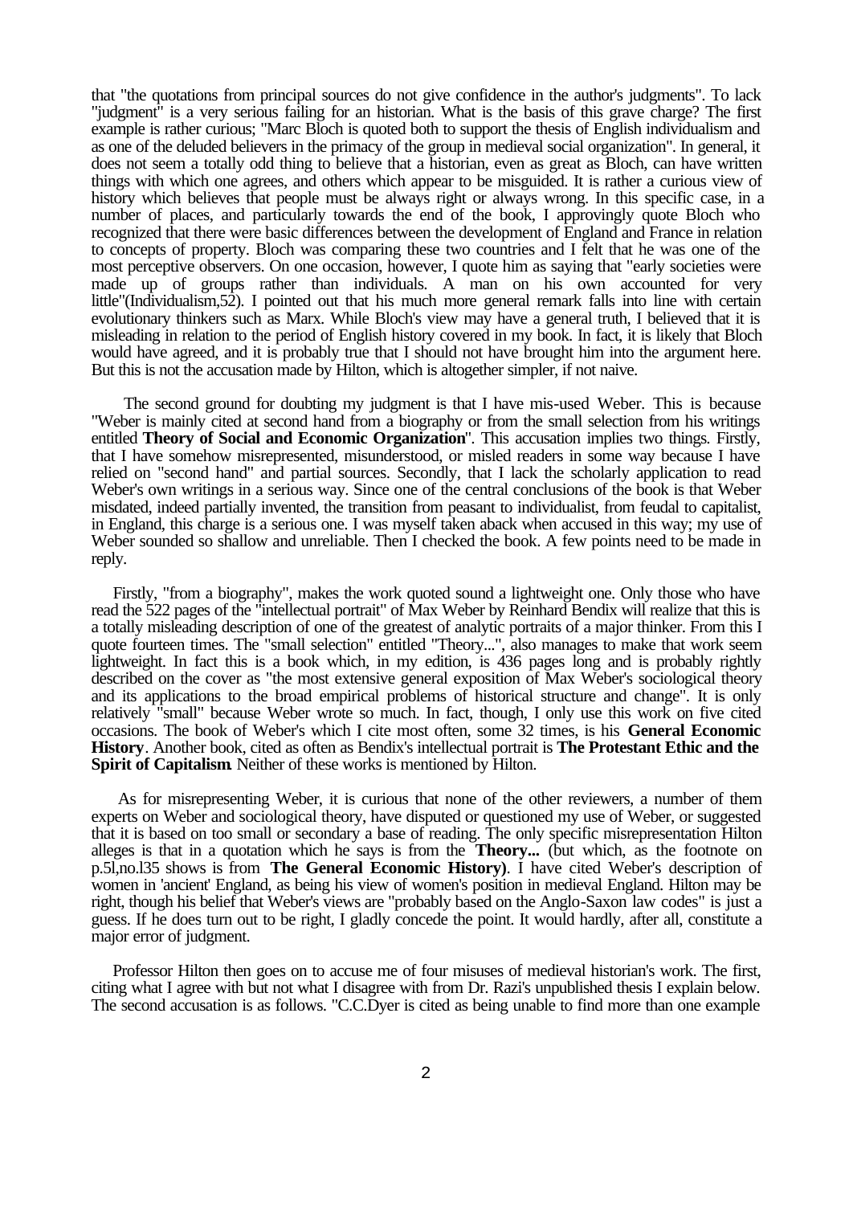that "the quotations from principal sources do not give confidence in the author's judgments". To lack "judgment" is a very serious failing for an historian. What is the basis of this grave charge? The first example is rather curious; "Marc Bloch is quoted both to support the thesis of English individualism and as one of the deluded believers in the primacy of the group in medieval social organization". In general, it does not seem a totally odd thing to believe that a historian, even as great as Bloch, can have written things with which one agrees, and others which appear to be misguided. It is rather a curious view of history which believes that people must be always right or always wrong. In this specific case, in a number of places, and particularly towards the end of the book, I approvingly quote Bloch who recognized that there were basic differences between the development of England and France in relation to concepts of property. Bloch was comparing these two countries and I felt that he was one of the most perceptive observers. On one occasion, however, I quote him as saying that "early societies were made up of groups rather than individuals. A man on his own accounted for very little"(Individualism,52). I pointed out that his much more general remark falls into line with certain evolutionary thinkers such as Marx. While Bloch's view may have a general truth, I believed that it is misleading in relation to the period of English history covered in my book. In fact, it is likely that Bloch would have agreed, and it is probably true that I should not have brought him into the argument here. But this is not the accusation made by Hilton, which is altogether simpler, if not naive.

The second ground for doubting my judgment is that I have mis-used Weber. This is because "Weber is mainly cited at second hand from a biography or from the small selection from his writings entitled **Theory of Social and Economic Organization**". This accusation implies two things. Firstly, that I have somehow misrepresented, misunderstood, or misled readers in some way because I have relied on "second hand" and partial sources. Secondly, that I lack the scholarly application to read Weber's own writings in a serious way. Since one of the central conclusions of the book is that Weber misdated, indeed partially invented, the transition from peasant to individualist, from feudal to capitalist, in England, this charge is a serious one. I was myself taken aback when accused in this way; my use of Weber sounded so shallow and unreliable. Then I checked the book. A few points need to be made in reply.

Firstly, "from a biography", makes the work quoted sound a lightweight one. Only those who have read the 522 pages of the "intellectual portrait" of Max Weber by Reinhard Bendix will realize that this is a totally misleading description of one of the greatest of analytic portraits of a major thinker. From this I quote fourteen times. The "small selection" entitled "Theory...", also manages to make that work seem lightweight. In fact this is a book which, in my edition, is 436 pages long and is probably rightly described on the cover as "the most extensive general exposition of Max Weber's sociological theory and its applications to the broad empirical problems of historical structure and change". It is only relatively "small" because Weber wrote so much. In fact, though, I only use this work on five cited occasions. The book of Weber's which I cite most often, some 32 times, is his **General Economic History**. Another book, cited as often as Bendix's intellectual portrait is **The Protestant Ethic and the Spirit of Capitalism**. Neither of these works is mentioned by Hilton.

As for misrepresenting Weber, it is curious that none of the other reviewers, a number of them experts on Weber and sociological theory, have disputed or questioned my use of Weber, or suggested that it is based on too small or secondary a base of reading. The only specific misrepresentation Hilton alleges is that in a quotation which he says is from the **Theory...** (but which, as the footnote on p.5l,no.l35 shows is from **The General Economic History)**. I have cited Weber's description of women in 'ancient' England, as being his view of women's position in medieval England. Hilton may be right, though his belief that Weber's views are "probably based on the Anglo-Saxon law codes" is just a guess. If he does turn out to be right, I gladly concede the point. It would hardly, after all, constitute a major error of judgment.

Professor Hilton then goes on to accuse me of four misuses of medieval historian's work. The first, citing what I agree with but not what I disagree with from Dr. Razi's unpublished thesis I explain below. The second accusation is as follows. "C.C.Dyer is cited as being unable to find more than one example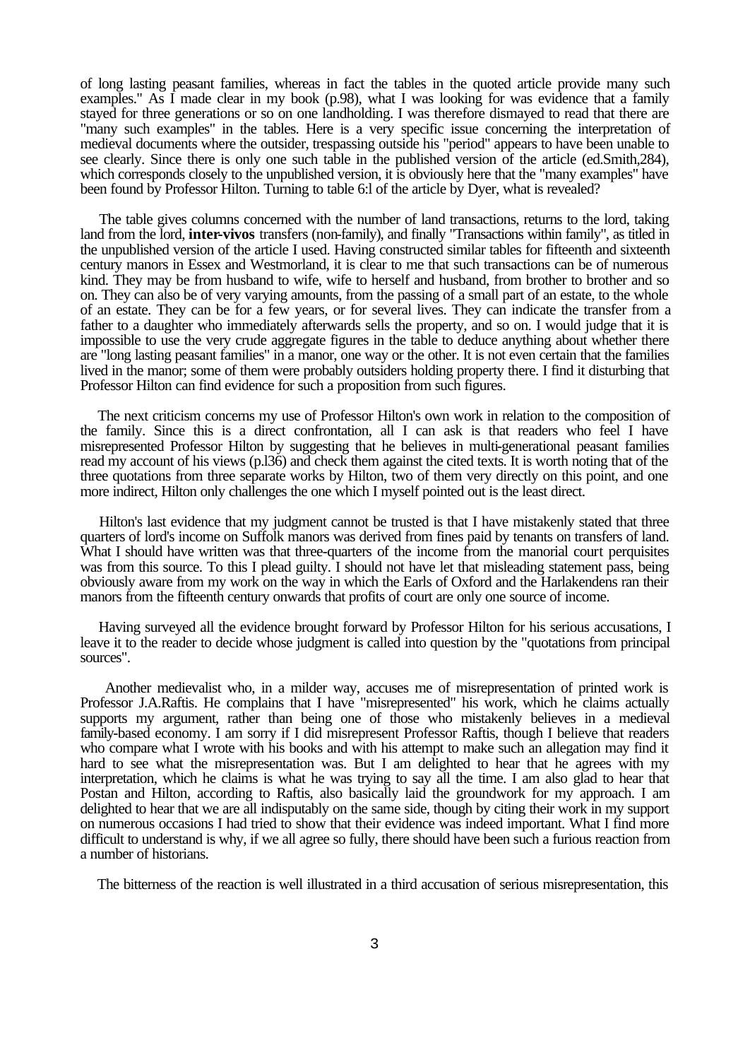of long lasting peasant families, whereas in fact the tables in the quoted article provide many such examples." As I made clear in my book (p.98), what I was looking for was evidence that a family stayed for three generations or so on one landholding. I was therefore dismayed to read that there are "many such examples" in the tables. Here is a very specific issue concerning the interpretation of medieval documents where the outsider, trespassing outside his "period" appears to have been unable to see clearly. Since there is only one such table in the published version of the article (ed.Smith,284), which corresponds closely to the unpublished version, it is obviously here that the "many examples" have been found by Professor Hilton. Turning to table 6:l of the article by Dyer, what is revealed?

The table gives columns concerned with the number of land transactions, returns to the lord, taking land from the lord, **inter-vivos** transfers (non-family), and finally "Transactions within family", as titled in the unpublished version of the article I used. Having constructed similar tables for fifteenth and sixteenth century manors in Essex and Westmorland, it is clear to me that such transactions can be of numerous kind. They may be from husband to wife, wife to herself and husband, from brother to brother and so on. They can also be of very varying amounts, from the passing of a small part of an estate, to the whole of an estate. They can be for a few years, or for several lives. They can indicate the transfer from a father to a daughter who immediately afterwards sells the property, and so on. I would judge that it is impossible to use the very crude aggregate figures in the table to deduce anything about whether there are "long lasting peasant families" in a manor, one way or the other. It is not even certain that the families lived in the manor; some of them were probably outsiders holding property there. I find it disturbing that Professor Hilton can find evidence for such a proposition from such figures.

The next criticism concerns my use of Professor Hilton's own work in relation to the composition of the family. Since this is a direct confrontation, all I can ask is that readers who feel I have misrepresented Professor Hilton by suggesting that he believes in multi-generational peasant families read my account of his views (p.l36) and check them against the cited texts. It is worth noting that of the three quotations from three separate works by Hilton, two of them very directly on this point, and one more indirect, Hilton only challenges the one which I myself pointed out is the least direct.

Hilton's last evidence that my judgment cannot be trusted is that I have mistakenly stated that three quarters of lord's income on Suffolk manors was derived from fines paid by tenants on transfers of land. What I should have written was that three-quarters of the income from the manorial court perquisites was from this source. To this I plead guilty. I should not have let that misleading statement pass, being obviously aware from my work on the way in which the Earls of Oxford and the Harlakendens ran their manors from the fifteenth century onwards that profits of court are only one source of income.

Having surveyed all the evidence brought forward by Professor Hilton for his serious accusations, I leave it to the reader to decide whose judgment is called into question by the "quotations from principal sources".

Another medievalist who, in a milder way, accuses me of misrepresentation of printed work is Professor J.A.Raftis. He complains that I have "misrepresented" his work, which he claims actually supports my argument, rather than being one of those who mistakenly believes in a medieval family-based economy. I am sorry if I did misrepresent Professor Raftis, though I believe that readers who compare what I wrote with his books and with his attempt to make such an allegation may find it hard to see what the misrepresentation was. But I am delighted to hear that he agrees with my interpretation, which he claims is what he was trying to say all the time. I am also glad to hear that Postan and Hilton, according to Raftis, also basically laid the groundwork for my approach. I am delighted to hear that we are all indisputably on the same side, though by citing their work in my support on numerous occasions I had tried to show that their evidence was indeed important. What I find more difficult to understand is why, if we all agree so fully, there should have been such a furious reaction from a number of historians.

The bitterness of the reaction is well illustrated in a third accusation of serious misrepresentation, this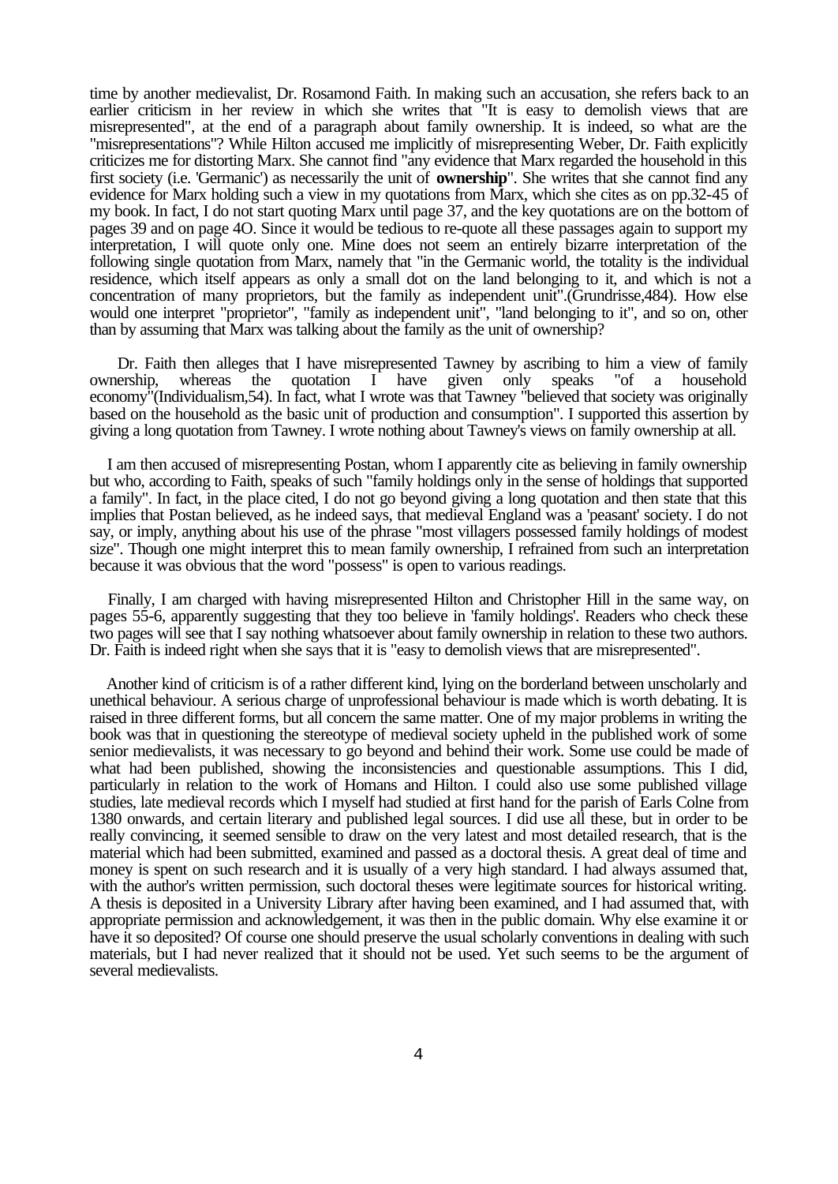time by another medievalist, Dr. Rosamond Faith. In making such an accusation, she refers back to an earlier criticism in her review in which she writes that "It is easy to demolish views that are misrepresented", at the end of a paragraph about family ownership. It is indeed, so what are the "misrepresentations"? While Hilton accused me implicitly of misrepresenting Weber, Dr. Faith explicitly criticizes me for distorting Marx. She cannot find "any evidence that Marx regarded the household in this first society (i.e. 'Germanic') as necessarily the unit of **ownership**". She writes that she cannot find any evidence for Marx holding such a view in my quotations from Marx, which she cites as on pp.32-45 of my book. In fact, I do not start quoting Marx until page 37, and the key quotations are on the bottom of pages 39 and on page 4O. Since it would be tedious to re-quote all these passages again to support my interpretation, I will quote only one. Mine does not seem an entirely bizarre interpretation of the following single quotation from Marx, namely that "in the Germanic world, the totality is the individual residence, which itself appears as only a small dot on the land belonging to it, and which is not a concentration of many proprietors, but the family as independent unit".(Grundrisse,484). How else would one interpret "proprietor", "family as independent unit", "land belonging to it", and so on, other than by assuming that Marx was talking about the family as the unit of ownership?

Dr. Faith then alleges that I have misrepresented Tawney by ascribing to him a view of family ownership, whereas the quotation I have given only speaks "of a household economy"(Individualism,54). In fact, what I wrote was that Tawney "believed that society was originally based on the household as the basic unit of production and consumption". I supported this assertion by giving a long quotation from Tawney. I wrote nothing about Tawney's views on family ownership at all.

I am then accused of misrepresenting Postan, whom I apparently cite as believing in family ownership but who, according to Faith, speaks of such "family holdings only in the sense of holdings that supported a family". In fact, in the place cited, I do not go beyond giving a long quotation and then state that this implies that Postan believed, as he indeed says, that medieval England was a 'peasant' society. I do not say, or imply, anything about his use of the phrase "most villagers possessed family holdings of modest size". Though one might interpret this to mean family ownership, I refrained from such an interpretation because it was obvious that the word "possess" is open to various readings.

Finally, I am charged with having misrepresented Hilton and Christopher Hill in the same way, on pages 55-6, apparently suggesting that they too believe in 'family holdings'. Readers who check these two pages will see that I say nothing whatsoever about family ownership in relation to these two authors. Dr. Faith is indeed right when she says that it is "easy to demolish views that are misrepresented".

Another kind of criticism is of a rather different kind, lying on the borderland between unscholarly and unethical behaviour. A serious charge of unprofessional behaviour is made which is worth debating. It is raised in three different forms, but all concern the same matter. One of my major problems in writing the book was that in questioning the stereotype of medieval society upheld in the published work of some senior medievalists, it was necessary to go beyond and behind their work. Some use could be made of what had been published, showing the inconsistencies and questionable assumptions. This I did, particularly in relation to the work of Homans and Hilton. I could also use some published village studies, late medieval records which I myself had studied at first hand for the parish of Earls Colne from 1380 onwards, and certain literary and published legal sources. I did use all these, but in order to be really convincing, it seemed sensible to draw on the very latest and most detailed research, that is the material which had been submitted, examined and passed as a doctoral thesis. A great deal of time and money is spent on such research and it is usually of a very high standard. I had always assumed that, with the author's written permission, such doctoral theses were legitimate sources for historical writing. A thesis is deposited in a University Library after having been examined, and I had assumed that, with appropriate permission and acknowledgement, it was then in the public domain. Why else examine it or have it so deposited? Of course one should preserve the usual scholarly conventions in dealing with such materials, but I had never realized that it should not be used. Yet such seems to be the argument of several medievalists.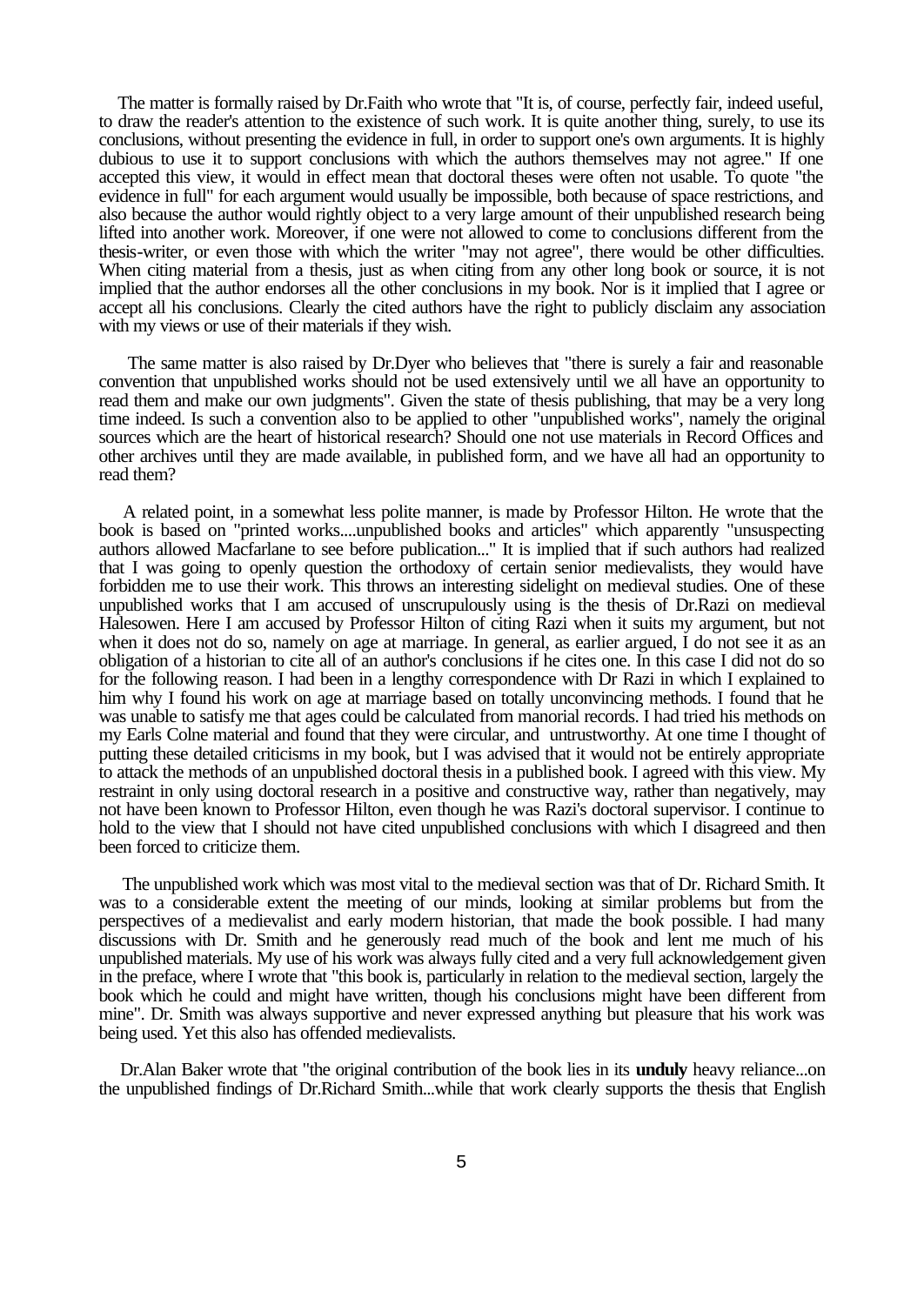The matter is formally raised by Dr.Faith who wrote that "It is, of course, perfectly fair, indeed useful, to draw the reader's attention to the existence of such work. It is quite another thing, surely, to use its conclusions, without presenting the evidence in full, in order to support one's own arguments. It is highly dubious to use it to support conclusions with which the authors themselves may not agree." If one accepted this view, it would in effect mean that doctoral theses were often not usable. To quote "the evidence in full" for each argument would usually be impossible, both because of space restrictions, and also because the author would rightly object to a very large amount of their unpublished research being lifted into another work. Moreover, if one were not allowed to come to conclusions different from the thesis-writer, or even those with which the writer "may not agree", there would be other difficulties. When citing material from a thesis, just as when citing from any other long book or source, it is not implied that the author endorses all the other conclusions in my book. Nor is it implied that I agree or accept all his conclusions. Clearly the cited authors have the right to publicly disclaim any association with my views or use of their materials if they wish.

The same matter is also raised by Dr.Dyer who believes that "there is surely a fair and reasonable convention that unpublished works should not be used extensively until we all have an opportunity to read them and make our own judgments". Given the state of thesis publishing, that may be a very long time indeed. Is such a convention also to be applied to other "unpublished works", namely the original sources which are the heart of historical research? Should one not use materials in Record Offices and other archives until they are made available, in published form, and we have all had an opportunity to read them?

A related point, in a somewhat less polite manner, is made by Professor Hilton. He wrote that the book is based on "printed works....unpublished books and articles" which apparently "unsuspecting authors allowed Macfarlane to see before publication..." It is implied that if such authors had realized that I was going to openly question the orthodoxy of certain senior medievalists, they would have forbidden me to use their work. This throws an interesting sidelight on medieval studies. One of these unpublished works that I am accused of unscrupulously using is the thesis of Dr.Razi on medieval Halesowen. Here I am accused by Professor Hilton of citing Razi when it suits my argument, but not when it does not do so, namely on age at marriage. In general, as earlier argued, I do not see it as an obligation of a historian to cite all of an author's conclusions if he cites one. In this case I did not do so for the following reason. I had been in a lengthy correspondence with Dr Razi in which I explained to him why I found his work on age at marriage based on totally unconvincing methods. I found that he was unable to satisfy me that ages could be calculated from manorial records. I had tried his methods on my Earls Colne material and found that they were circular, and untrustworthy. At one time I thought of putting these detailed criticisms in my book, but I was advised that it would not be entirely appropriate to attack the methods of an unpublished doctoral thesis in a published book. I agreed with this view. My restraint in only using doctoral research in a positive and constructive way, rather than negatively, may not have been known to Professor Hilton, even though he was Razi's doctoral supervisor. I continue to hold to the view that I should not have cited unpublished conclusions with which I disagreed and then been forced to criticize them.

The unpublished work which was most vital to the medieval section was that of Dr. Richard Smith. It was to a considerable extent the meeting of our minds, looking at similar problems but from the perspectives of a medievalist and early modern historian, that made the book possible. I had many discussions with Dr. Smith and he generously read much of the book and lent me much of his unpublished materials. My use of his work was always fully cited and a very full acknowledgement given in the preface, where I wrote that "this book is, particularly in relation to the medieval section, largely the book which he could and might have written, though his conclusions might have been different from mine". Dr. Smith was always supportive and never expressed anything but pleasure that his work was being used. Yet this also has offended medievalists.

Dr.Alan Baker wrote that "the original contribution of the book lies in its **unduly** heavy reliance...on the unpublished findings of Dr.Richard Smith...while that work clearly supports the thesis that English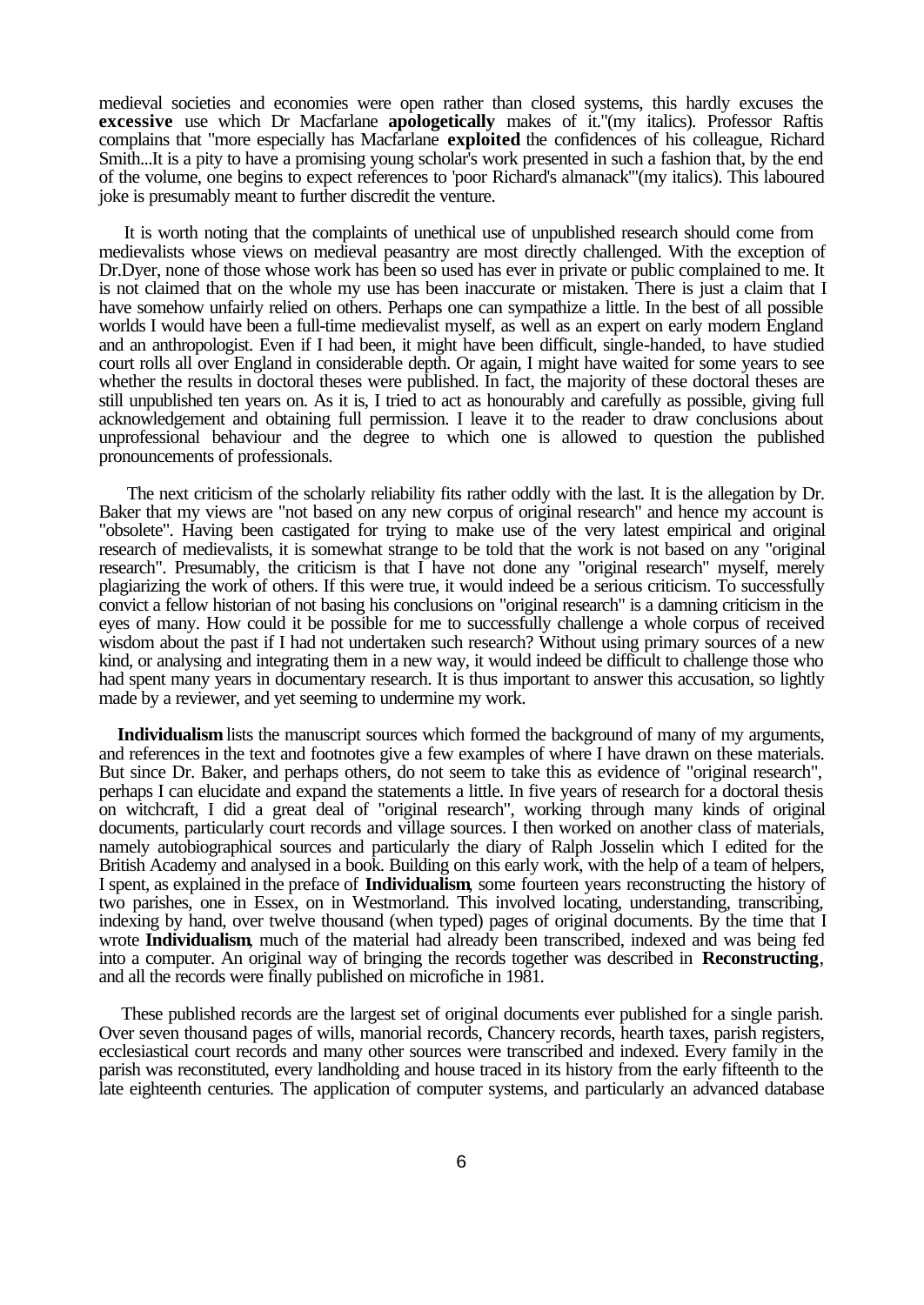medieval societies and economies were open rather than closed systems, this hardly excuses the **excessive** use which Dr Macfarlane **apologetically** makes of it."(my italics). Professor Raftis complains that "more especially has Macfarlane **exploited** the confidences of his colleague, Richard Smith...It is a pity to have a promising young scholar's work presented in such a fashion that, by the end of the volume, one begins to expect references to 'poor Richard's almanack'"(my italics). This laboured joke is presumably meant to further discredit the venture.

It is worth noting that the complaints of unethical use of unpublished research should come from medievalists whose views on medieval peasantry are most directly challenged. With the exception of Dr.Dyer, none of those whose work has been so used has ever in private or public complained to me. It is not claimed that on the whole my use has been inaccurate or mistaken. There is just a claim that I have somehow unfairly relied on others. Perhaps one can sympathize a little. In the best of all possible worlds I would have been a full-time medievalist myself, as well as an expert on early modern England and an anthropologist. Even if I had been, it might have been difficult, single-handed, to have studied court rolls all over England in considerable depth. Or again, I might have waited for some years to see whether the results in doctoral theses were published. In fact, the majority of these doctoral theses are still unpublished ten years on. As it is, I tried to act as honourably and carefully as possible, giving full acknowledgement and obtaining full permission. I leave it to the reader to draw conclusions about unprofessional behaviour and the degree to which one is allowed to question the published pronouncements of professionals.

The next criticism of the scholarly reliability fits rather oddly with the last. It is the allegation by Dr. Baker that my views are "not based on any new corpus of original research" and hence my account is "obsolete". Having been castigated for trying to make use of the very latest empirical and original research of medievalists, it is somewhat strange to be told that the work is not based on any "original research". Presumably, the criticism is that I have not done any "original research" myself, merely plagiarizing the work of others. If this were true, it would indeed be a serious criticism. To successfully convict a fellow historian of not basing his conclusions on "original research" is a damning criticism in the eyes of many. How could it be possible for me to successfully challenge a whole corpus of received wisdom about the past if I had not undertaken such research? Without using primary sources of a new kind, or analysing and integrating them in a new way, it would indeed be difficult to challenge those who had spent many years in documentary research. It is thus important to answer this accusation, so lightly made by a reviewer, and yet seeming to undermine my work.

**Individualism** lists the manuscript sources which formed the background of many of my arguments, and references in the text and footnotes give a few examples of where I have drawn on these materials. But since Dr. Baker, and perhaps others, do not seem to take this as evidence of "original research", perhaps I can elucidate and expand the statements a little. In five years of research for a doctoral thesis on witchcraft, I did a great deal of "original research", working through many kinds of original documents, particularly court records and village sources. I then worked on another class of materials, namely autobiographical sources and particularly the diary of Ralph Josselin which I edited for the British Academy and analysed in a book. Building on this early work, with the help of a team of helpers, I spent, as explained in the preface of **Individualism**, some fourteen years reconstructing the history of two parishes, one in Essex, on in Westmorland. This involved locating, understanding, transcribing, indexing by hand, over twelve thousand (when typed) pages of original documents. By the time that I wrote **Individualism**, much of the material had already been transcribed, indexed and was being fed into a computer. An original way of bringing the records together was described in **Reconstructing**, and all the records were finally published on microfiche in 1981.

These published records are the largest set of original documents ever published for a single parish. Over seven thousand pages of wills, manorial records, Chancery records, hearth taxes, parish registers, ecclesiastical court records and many other sources were transcribed and indexed. Every family in the parish was reconstituted, every landholding and house traced in its history from the early fifteenth to the late eighteenth centuries. The application of computer systems, and particularly an advanced database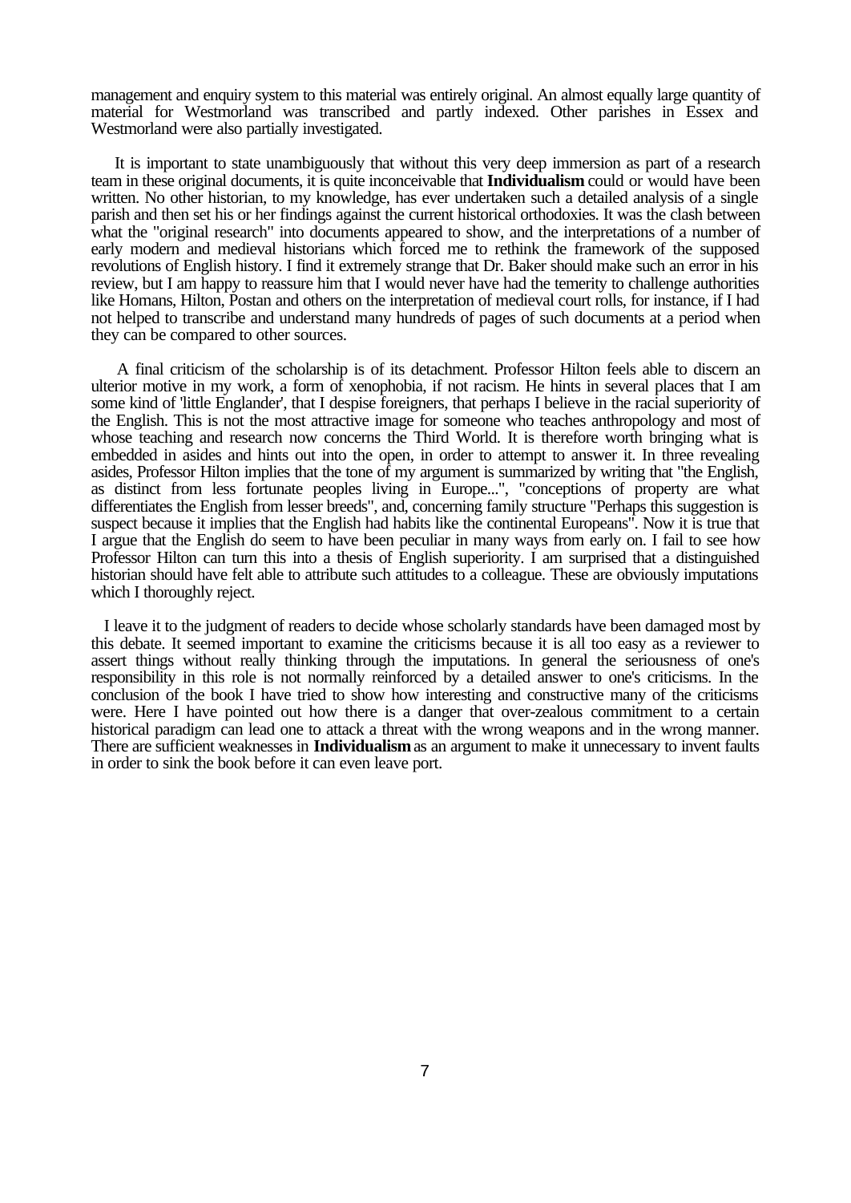management and enquiry system to this material was entirely original. An almost equally large quantity of material for Westmorland was transcribed and partly indexed. Other parishes in Essex and Westmorland were also partially investigated.

It is important to state unambiguously that without this very deep immersion as part of a research team in these original documents, it is quite inconceivable that **Individualism** could or would have been written. No other historian, to my knowledge, has ever undertaken such a detailed analysis of a single parish and then set his or her findings against the current historical orthodoxies. It was the clash between what the "original research" into documents appeared to show, and the interpretations of a number of early modern and medieval historians which forced me to rethink the framework of the supposed revolutions of English history. I find it extremely strange that Dr. Baker should make such an error in his review, but I am happy to reassure him that I would never have had the temerity to challenge authorities like Homans, Hilton, Postan and others on the interpretation of medieval court rolls, for instance, if I had not helped to transcribe and understand many hundreds of pages of such documents at a period when they can be compared to other sources.

A final criticism of the scholarship is of its detachment. Professor Hilton feels able to discern an ulterior motive in my work, a form of xenophobia, if not racism. He hints in several places that I am some kind of 'little Englander', that I despise foreigners, that perhaps I believe in the racial superiority of the English. This is not the most attractive image for someone who teaches anthropology and most of whose teaching and research now concerns the Third World. It is therefore worth bringing what is embedded in asides and hints out into the open, in order to attempt to answer it. In three revealing asides, Professor Hilton implies that the tone of my argument is summarized by writing that "the English, as distinct from less fortunate peoples living in Europe...", "conceptions of property are what differentiates the English from lesser breeds", and, concerning family structure "Perhaps this suggestion is suspect because it implies that the English had habits like the continental Europeans". Now it is true that I argue that the English do seem to have been peculiar in many ways from early on. I fail to see how Professor Hilton can turn this into a thesis of English superiority. I am surprised that a distinguished historian should have felt able to attribute such attitudes to a colleague. These are obviously imputations which I thoroughly reject.

I leave it to the judgment of readers to decide whose scholarly standards have been damaged most by this debate. It seemed important to examine the criticisms because it is all too easy as a reviewer to assert things without really thinking through the imputations. In general the seriousness of one's responsibility in this role is not normally reinforced by a detailed answer to one's criticisms. In the conclusion of the book I have tried to show how interesting and constructive many of the criticisms were. Here I have pointed out how there is a danger that over-zealous commitment to a certain historical paradigm can lead one to attack a threat with the wrong weapons and in the wrong manner. There are sufficient weaknesses in **Individualism** as an argument to make it unnecessary to invent faults in order to sink the book before it can even leave port.